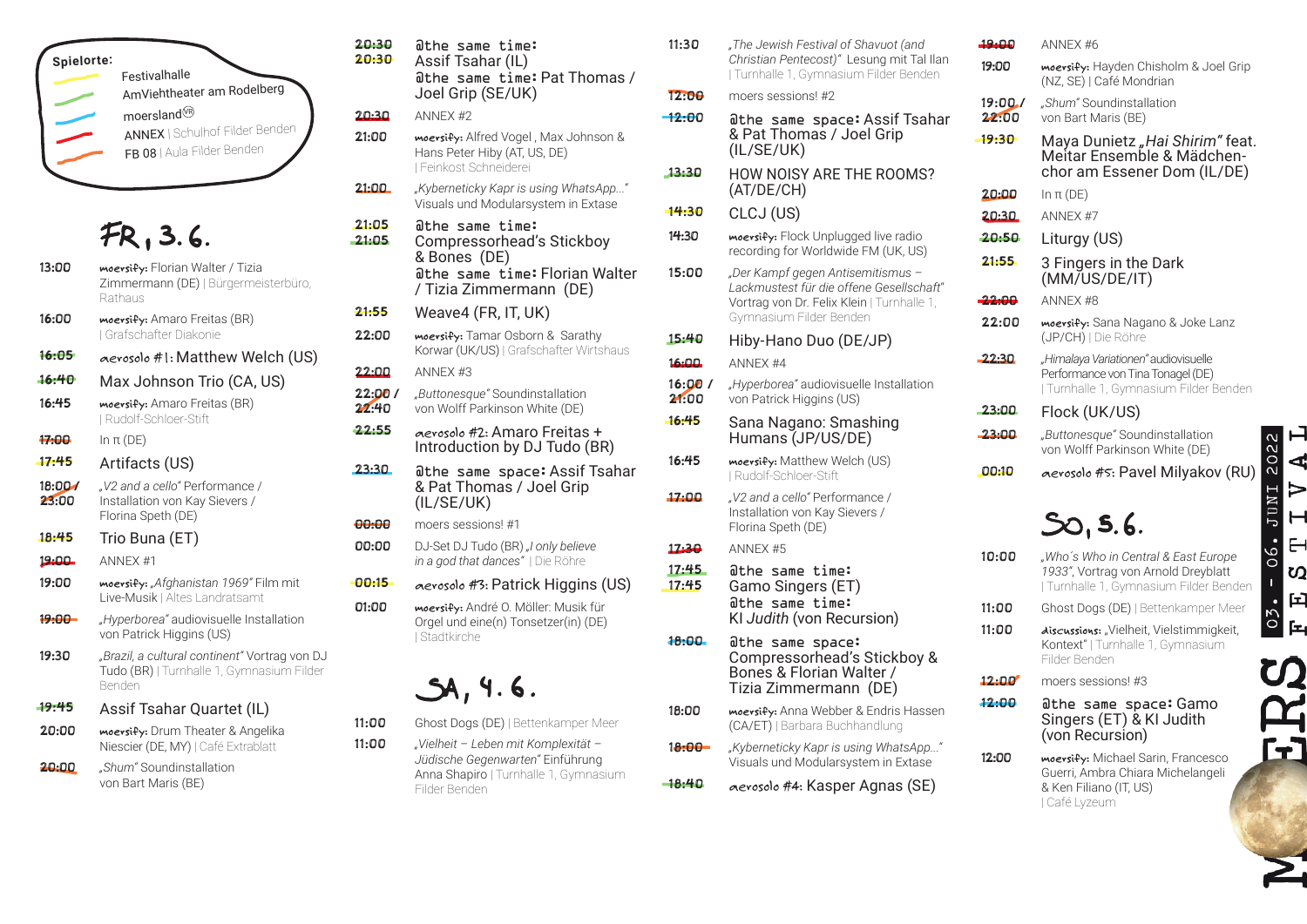**Spielorte:**

- Festivalhalle
- AmViehtheater am Rodelberg
- moersland®
- ANNEX | Schulhof Filder Benden
- FB 08 | Aula Filder Benden

## FR, 3.6.

- 13:00 moersify: Florian Walter / Tizia Zimmermann (DE) | Bürgermeisterbüro, Rathaus
- 16:00 moersify: Amaro Freitas (BR) | Grafschafter Diakonie
- 16:05 aerosolo #1: Matthew Welch (US)
- 16:40 Max Johnson Trio (CA, US)
- 16:45 moersify: Amaro Freitas (BR) | Rudolf-Schloer-Stift
- 17:00 In π (DE)
- 17:45 Artifacts (US)
- 18:00 / 23:00 „V2 and a cello" Performance / Installation von Kay Sievers / Florina Speth (DE)
- 18:45 Trio Buna (ET)
- 19:00 ANNEX #1
- 19:00 moersify: „Afghanistan 1969" Film mit Live-Musik | Altes Landratsamt
- 19:00 „Hyperborea" audiovisuelle Installation von Patrick Higgins (US)
- 19:30 „Brazil, a cultural continent" Vortrag von DJ Tudo (BR) | Turnhalle 1, Gymnasium Filder Benden
- 19:45 Assif Tsahar Quartet (IL)
- 20:00 moersify: Drum Theater & Angelika Niescier (DE, MY) | Café Extrablatt
- 20:00 „Shum" Soundinstallation von Bart Maris (BE)
- 20:30 / 20:30 @the same time: Assif Tsahar (IL) @the same time: Pat Thomas / Joel Grip (SE/UK)
- 20:30 ANNEX #2
- 21:00 moersify: Alfred Vogel, Max Johnson & Hans Peter Hiby (AT, US, DE) | Feinkost Schneiderei
- 21:00 „Kyberneticky Kapr is using WhatsApp..." Visuals und Modularsystem in Extase
- 21:05 / 21:05 @the same time: Compressorhead's Stickboy & Bones (DE) @the same time: Florian Walter / Tizia Zimmermann (DE)
- 21:55 Weave4 (FR, IT, UK)
- 22:00 moersify: Tamar Osborn & Sarathy Korwar (UK/US) | Grafschafter Wirtshaus
- 22:00 ANNEX #3
- 22:00 / 22:40 „Buttonesque" Soundinstallation von Wolff Parkinson White (DE)
- 22:55 aerosolo #2: Amaro Freitas + Introduction by DJ Tudo (BR)
- 23:30 @the same space: Assif Tsahar & Pat Thomas / Joel Grip (IL/SE/UK)
- 00:00 moers sessions! #1
- 00:00 DJ-Set DJ Tudo (BR) „I only believe in a god that dances" | Die Röhre
- 00:15 aerosolo #3: Patrick Higgins (US)
- 01:00 moersify: André O. Möller: Musik für Orgel und eine(n) Tonsetzer(in) (DE) | Stadtkirche

## SA, 4.6.

- 11:00 Ghost Dogs (DE) | Bettenkamper Meer
- 11:00 „Vielheit – Leben mit Komplexität – Jüdische Gegenwarten" Einführung Anna Shapiro | Turnhalle 1, Gymnasium Filder Benden
- 11:30 „The Jewish Festival of Shavuot (and Christian Pentecost)" Lesung mit Tal Ilan | Turnhalle 1, Gymnasium Filder Benden
- 12:00 moers sessions! #2
- 12:00 @the same space: Assif Tsahar & Pat Thomas / Joel Grip (IL/SE/UK)
- 13:30 HOW NOISY ARE THE ROOMS? (AT/DE/CH)
- 14:30 CLCJ (US)
- 14:30 moersify: Flock Unplugged live radio recording for Worldwide FM (UK, US)
- 15:00 „Der Kampf gegen Antisemitismus – Lackmustest für die offene Gesellschaft" Vortrag von Dr. Felix Klein | Turnhalle 1, Gymnasium Filder Benden
- 15:40 Hiby-Hano Duo (DE/JP)
- 16:00 ANNEX #4
- 16:00 / 21:00 „Hyperborea" audiovisuelle Installation von Patrick Higgins (US)
- 16:45 Sana Nagano: Smashing Humans (JP/US/DE)
- 16:45 moersify: Matthew Welch (US) | Rudolf-Schloer-Stift
- 17:00 „V2 and a cello" Performance / Installation von Kay Sievers / Florina Speth (DE)
- 17:30 ANNEX #5
- 17:45 / 17:45 @the same time: Gamo Singers (ET) @the same time: KI *Judith* (von Recursion)
- 18:00 @the same space: Compressorhead's Stickboy & Bones & Florian Walter / Tizia Zimmermann (DE)
- 18:00 moersify: Anna Webber & Endris Hassen (CA/ET) | Barbara Buchhandlung
- 18:00 „Kyberneticky Kapr is using WhatsApp..." Visuals und Modularsystem in Extase
- 18:40 aerosolo #4: Kasper Agnas (SE)
- 19:00 ANNEX #6
- 19:00 moersify: Hayden Chisholm & Joel Grip (NZ, SE) | Café Mondrian
- 19:00 / 22:00 „Shum" Soundinstallation von Bart Maris (BE)
- 19:30 Maya Dunietz „*Hai Shirim*" feat. Meitar Ensemble & Mädchenchor am Essener Dom (IL/DE)
- 20:00 In π (DE)
- 20:30 ANNEX #7
- 20:50 Liturgy (US)
- 21:55 3 Fingers in the Dark (MM/US/DE/IT)
- 22:00 ANNEX #8
- 22:00 moersify: Sana Nagano & Joke Lanz (JP/CH) | Die Röhre
- 22:30 „Himalaya Variationen" audiovisuelle Performance von Tina Tonagel (DE) | Turnhalle 1, Gymnasium Filder Benden
- 23:00 Flock (UK/US)
- 23:00 „Buttonesque" Soundinstallation von Wolff Parkinson White (DE)
- 00:10 aerosolo #5: Pavel Milyakov (RU)

## SO, 5.6.

- 10:00 „Who´s Who in Central & East Europe 1933", Vortrag von Arnold Dreyblatt | Turnhalle 1, Gymnasium Filder Benden
- 11:00 Ghost Dogs (DE) | Bettenkamper Meer
- 11:00 discussions: „Vielheit, Vielstimmigkeit, Kontext" | Turnhalle 1, Gymnasium Filder Benden
- 12:00 moers sessions! #3
- 12:00 @the same space: Gamo Singers (ET) & KI Judith (von Recursion)
- 12:00 moersify: Michael Sarin, Francesco Guerri, Ambra Chiara Michelangeli & Ken Filiano (IT, US) | Café Lyzeum

MOERS FESTIVAL 03. - 06. JUNI 2022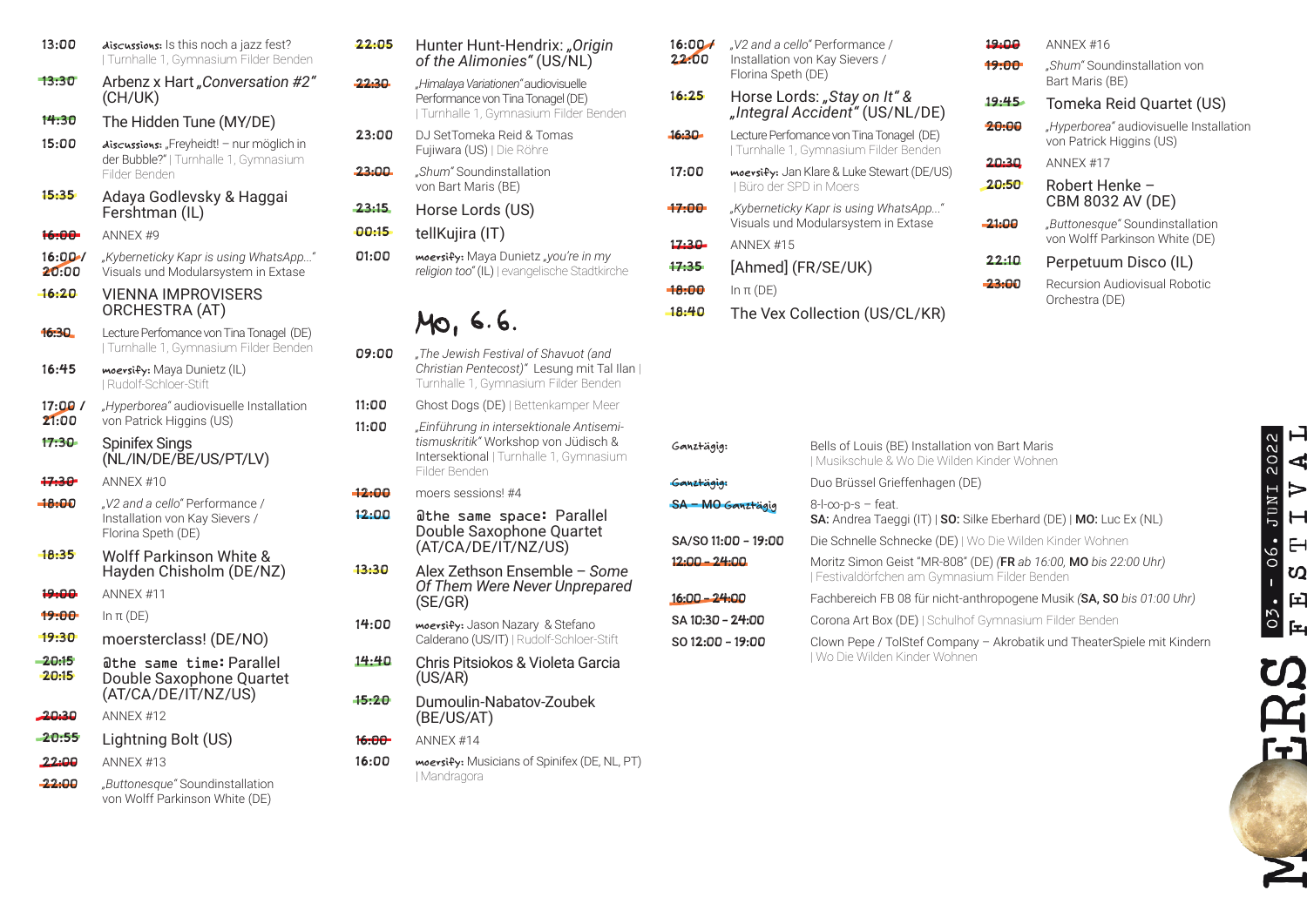13:00 **discussions:** Is this noch a jazz fest? | Turnhalle 1, Gymnasium Filder Benden

13:30 Arbenz x Hart *„Conversation #2"* (CH/UK)

14:30 The Hidden Tune (MY/DE)

15:00 **discussions:** „Freyheidt! – nur möglich in der Bubble?" | Turnhalle 1, Gymnasium Filder Benden

15:35 Adaya Godlevsky & Haggai Fershtman (IL)

16:00 ANNEX #9

16:00 / 20:00 *„Kyberneticky Kapr is using WhatsApp..."* Visuals und Modularsystem in Extase

16:20 VIENNA IMPROVISERS ORCHESTRA (AT)

16:30 Lecture Perfomance von Tina Tonagel (DE) | Turnhalle 1, Gymnasium Filder Benden

16:45 **moersify:** Maya Dunietz (IL) | Rudolf-Schloer-Stift

17:00 / 21:00 *„Hyperborea"* audiovisuelle Installation von Patrick Higgins (US)

17:30 Spinifex Sings (NL/IN/DE/BE/US/PT/LV)

17:30 ANNEX #10

18:00 *„V2 and a cello"* Performance / Installation von Kay Sievers / Florina Speth (DE)

18:35 Wolff Parkinson White & Hayden Chisholm (DE/NZ)

19:00 ANNEX #11

19:00 In π (DE)

19:30 moersterclass! (DE/NO)

20:15 / 20:15 `@the same time:` Parallel Double Saxophone Quartet (AT/CA/DE/IT/NZ/US)

20:30 ANNEX #12

20:55 Lightning Bolt (US)

22:00 ANNEX #13

22:00 *„Buttonesque"* Soundinstallation von Wolff Parkinson White (DE)

22:05 Hunter Hunt-Hendrix: *„Origin of the Alimonies"* (US/NL)

22:30 *„Himalaya Variationen"* audiovisuelle Performance von Tina Tonagel (DE) | Turnhalle 1, Gymnasium Filder Benden

23:00 DJ SetTomeka Reid & Tomas Fujiwara (US) | Die Röhre

23:00 *„Shum"* Soundinstallation von Bart Maris (BE)

23:15 Horse Lords (US)

00:15 tellKujira (IT)

01:00 **moersify:** Maya Dunietz *„you're in my religion too"* (IL) | evangelische Stadtkirche

## Mo, 6.6.

09:00 *„The Jewish Festival of Shavuot (and Christian Pentecost)"* Lesung mit Tal Ilan | Turnhalle 1, Gymnasium Filder Benden

11:00 Ghost Dogs (DE) | Bettenkamper Meer

11:00 *„Einführung in intersektionale Antisemitismuskritik"* Workshop von Jüdisch & Intersektional | Turnhalle 1, Gymnasium Filder Benden

12:00 moers sessions! #4

12:00 `@the same space:` Parallel Double Saxophone Quartet (AT/CA/DE/IT/NZ/US)

13:30 Alex Zethson Ensemble – *Some Of Them Were Never Unprepared* (SE/GR)

14:00 **moersify:** Jason Nazary & Stefano Calderano (US/IT) | Rudolf-Schloer-Stift

14:40 Chris Pitsiokos & Violeta Garcia (US/AR)

15:20 Dumoulin-Nabatov-Zoubek (BE/US/AT)

16:00 ANNEX #14

16:00 **moersify:** Musicians of Spinifex (DE, NL, PT) | Mandragora

16:00 / 22:00 *„V2 and a cello"* Performance / Installation von Kay Sievers / Florina Speth (DE)

16:25 Horse Lords: *„Stay on It" & „Integral Accident"* (US/NL/DE)

16:30 Lecture Perfomance von Tina Tonagel (DE) | Turnhalle 1, Gymnasium Filder Benden

17:00 **moersify:** Jan Klare & Luke Stewart (DE/US) | Büro der SPD in Moers

17:00 *„Kyberneticky Kapr is using WhatsApp..."* Visuals und Modularsystem in Extase

17:30 ANNEX #15

17:35 [Ahmed] (FR/SE/UK)

18:00 In π (DE)

18:40 The Vex Collection (US/CL/KR)

19:00 ANNEX #16

19:00 *„Shum"* Soundinstallation von Bart Maris (BE)

19:45 Tomeka Reid Quartet (US)

20:00 *„Hyperborea"* audiovisuelle Installation von Patrick Higgins (US)

20:30 ANNEX #17

20:50 Robert Henke – CBM 8032 AV (DE)

21:00 *„Buttonesque"* Soundinstallation von Wolff Parkinson White (DE)

22:10 Perpetuum Disco (IL)

23:00 Recursion Audiovisual Robotic Orchestra (DE)

| | |
|---|---|
| Ganztägig: | Bells of Louis (BE) Installation von Bart Maris \| Musikschule & Wo Die Wilden Kinder Wohnen |
| Ganztägig: | Duo Brüssel Grieffenhagen (DE) |
| SA – MO Ganztägig | 8-l-oo-p-s – feat. **SA:** Andrea Taeggi (IT) \| **SO:** Silke Eberhard (DE) \| **MO:** Luc Ex (NL) |
| SA/SO 11:00 – 19:00 | Die Schnelle Schnecke (DE) \| Wo Die Wilden Kinder Wohnen |
| 12:00 – 24:00 | Moritz Simon Geist "MR-808" (DE) *(**FR** ab 16:00, **MO** bis 22:00 Uhr)* \| Festivaldörfchen am Gymnasium Filder Benden |
| 16:00 – 24:00 | Fachbereich FB 08 für nicht-anthropogene Musik *(**SA, SO** bis 01:00 Uhr)* |
| SA 10:30 – 24:00 | Corona Art Box (DE) \| Schulhof Gymnasium Filder Benden |
| SO 12:00 – 19:00 | Clown Pepe / TolStef Company – Akrobatik und TheaterSpiele mit Kindern \| Wo Die Wilden Kinder Wohnen |

MOERS FESTIVAL 03. – 06. JUNI 2022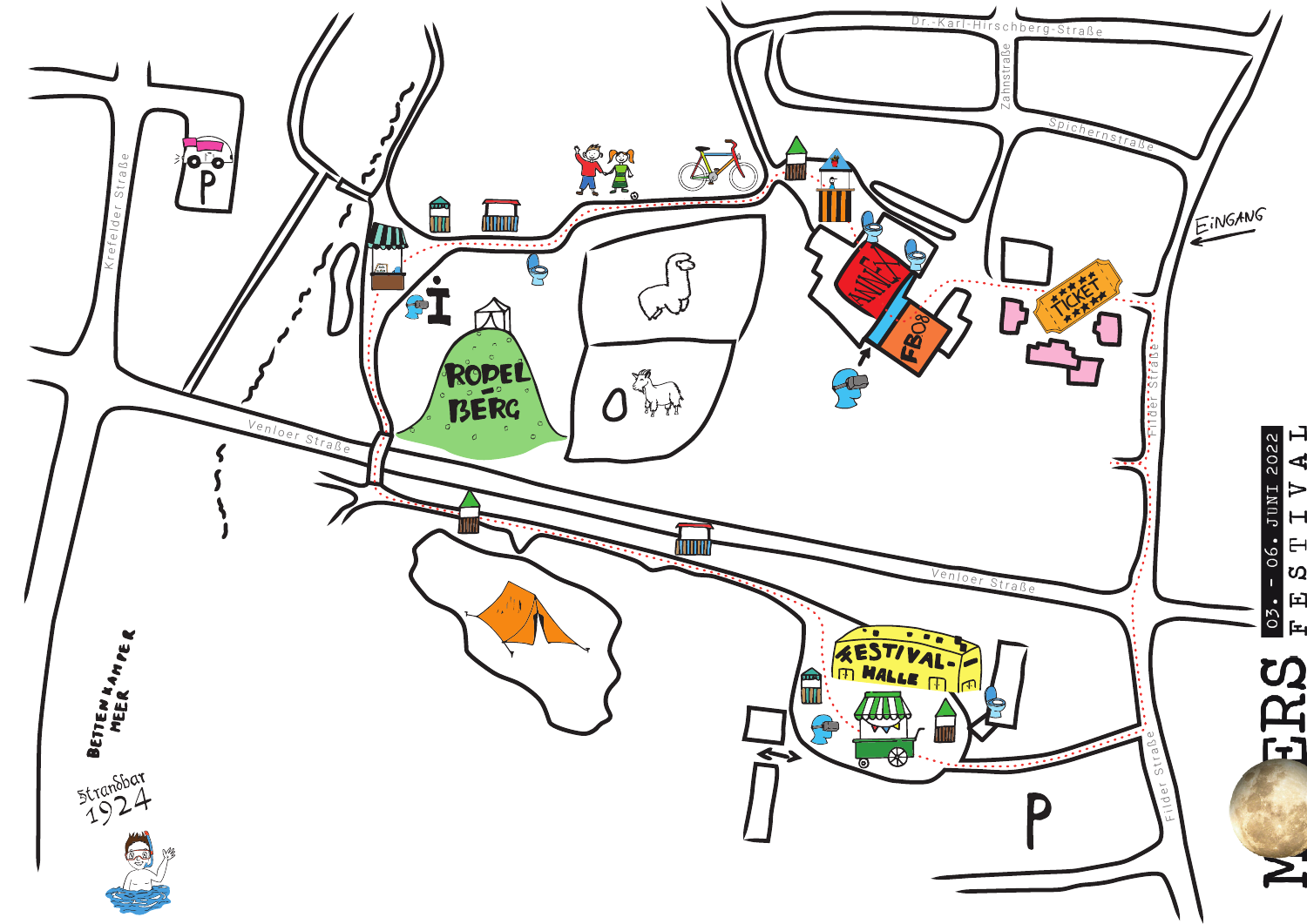MOERS FESTIVAL

03. - 06. JUNI 2022

EINGANG

TICKET

ANNEX

FB08

RODEL-BERG

FESTIVAL-HALLE

P

P

Dr.-Karl-Hirschberg-Straße

Zahnstraße

Spichernstraße

Filder Straße

Venloer Straße

Venloer Straße

Krefelder Straße

Filder Straße

BETTENKAMPER MEER

Strandbar 1924